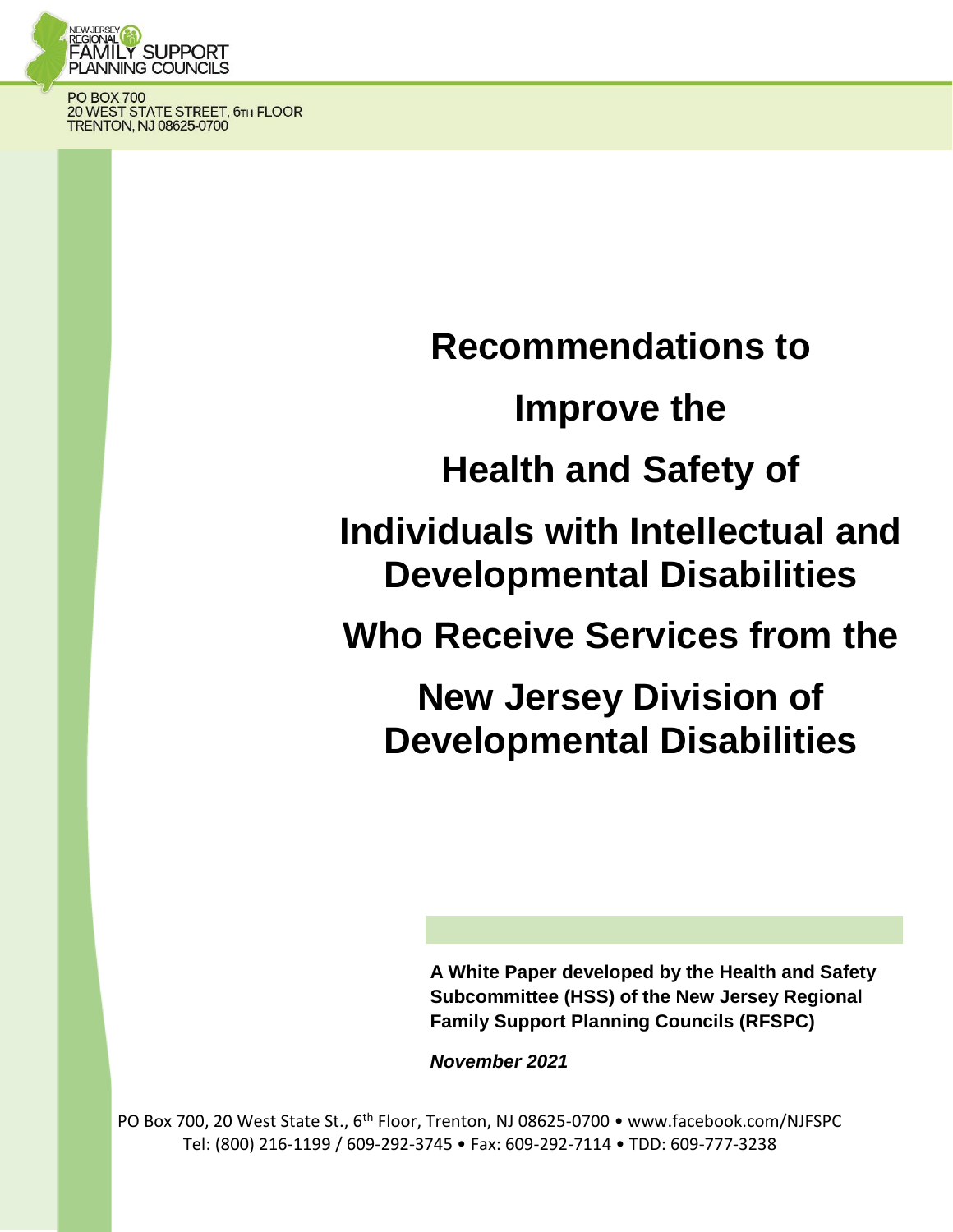NEW JERSEY REGIONAL FAMILY SUPPORT PLANNING COUNCILS

PO BOX 700
20 WEST STATE STREET, 6TH FLOOR
TRENTON, NJ 08625-0700

# Recommendations to Improve the Health and Safety of Individuals with Intellectual and Developmental Disabilities Who Receive Services from the New Jersey Division of Developmental Disabilities

**A White Paper developed by the Health and Safety Subcommittee (HSS) of the New Jersey Regional Family Support Planning Councils (RFSPC)**

***November 2021***

PO Box 700, 20 West State St., 6th Floor, Trenton, NJ 08625-0700 • www.facebook.com/NJFSPC
Tel: (800) 216-1199 / 609-292-3745 • Fax: 609-292-7114 • TDD: 609-777-3238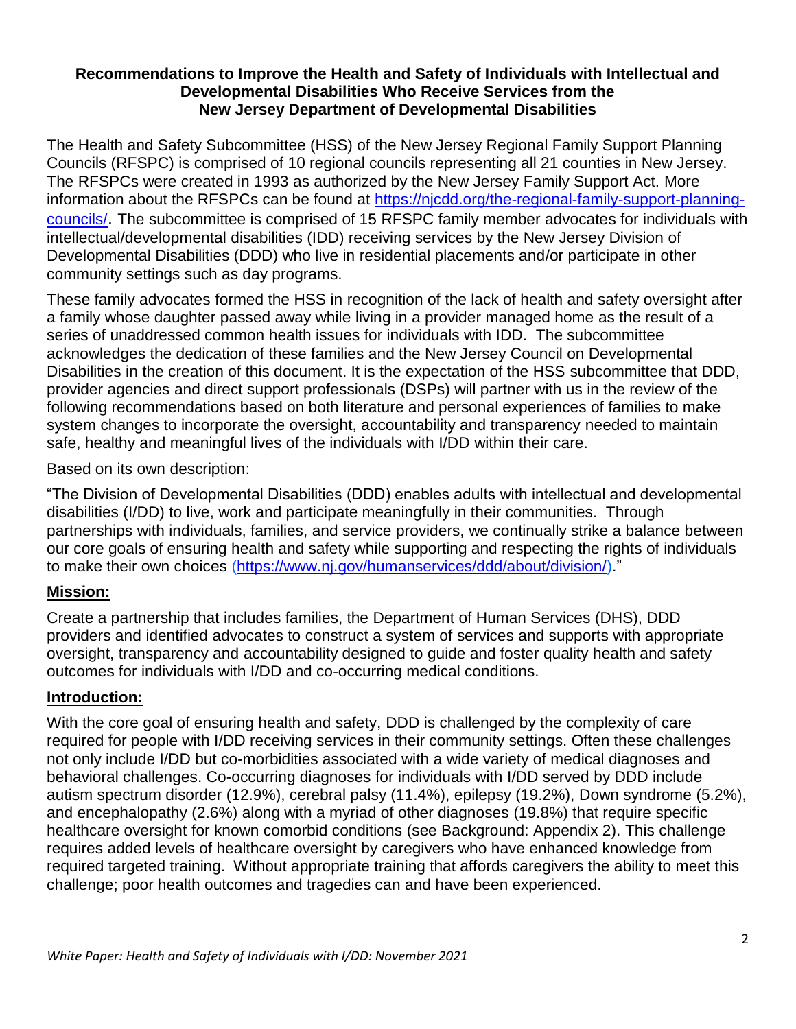**Recommendations to Improve the Health and Safety of Individuals with Intellectual and Developmental Disabilities Who Receive Services from the New Jersey Department of Developmental Disabilities**

The Health and Safety Subcommittee (HSS) of the New Jersey Regional Family Support Planning Councils (RFSPC) is comprised of 10 regional councils representing all 21 counties in New Jersey. The RFSPCs were created in 1993 as authorized by the New Jersey Family Support Act. More information about the RFSPCs can be found at https://njcdd.org/the-regional-family-support-planning-councils/. The subcommittee is comprised of 15 RFSPC family member advocates for individuals with intellectual/developmental disabilities (IDD) receiving services by the New Jersey Division of Developmental Disabilities (DDD) who live in residential placements and/or participate in other community settings such as day programs.

These family advocates formed the HSS in recognition of the lack of health and safety oversight after a family whose daughter passed away while living in a provider managed home as the result of a series of unaddressed common health issues for individuals with IDD. The subcommittee acknowledges the dedication of these families and the New Jersey Council on Developmental Disabilities in the creation of this document. It is the expectation of the HSS subcommittee that DDD, provider agencies and direct support professionals (DSPs) will partner with us in the review of the following recommendations based on both literature and personal experiences of families to make system changes to incorporate the oversight, accountability and transparency needed to maintain safe, healthy and meaningful lives of the individuals with I/DD within their care.

Based on its own description:

"The Division of Developmental Disabilities (DDD) enables adults with intellectual and developmental disabilities (I/DD) to live, work and participate meaningfully in their communities. Through partnerships with individuals, families, and service providers, we continually strike a balance between our core goals of ensuring health and safety while supporting and respecting the rights of individuals to make their own choices (https://www.nj.gov/humanservices/ddd/about/division/)."

## Mission:

Create a partnership that includes families, the Department of Human Services (DHS), DDD providers and identified advocates to construct a system of services and supports with appropriate oversight, transparency and accountability designed to guide and foster quality health and safety outcomes for individuals with I/DD and co-occurring medical conditions.

## Introduction:

With the core goal of ensuring health and safety, DDD is challenged by the complexity of care required for people with I/DD receiving services in their community settings. Often these challenges not only include I/DD but co-morbidities associated with a wide variety of medical diagnoses and behavioral challenges. Co-occurring diagnoses for individuals with I/DD served by DDD include autism spectrum disorder (12.9%), cerebral palsy (11.4%), epilepsy (19.2%), Down syndrome (5.2%), and encephalopathy (2.6%) along with a myriad of other diagnoses (19.8%) that require specific healthcare oversight for known comorbid conditions (see Background: Appendix 2). This challenge requires added levels of healthcare oversight by caregivers who have enhanced knowledge from required targeted training. Without appropriate training that affords caregivers the ability to meet this challenge; poor health outcomes and tragedies can and have been experienced.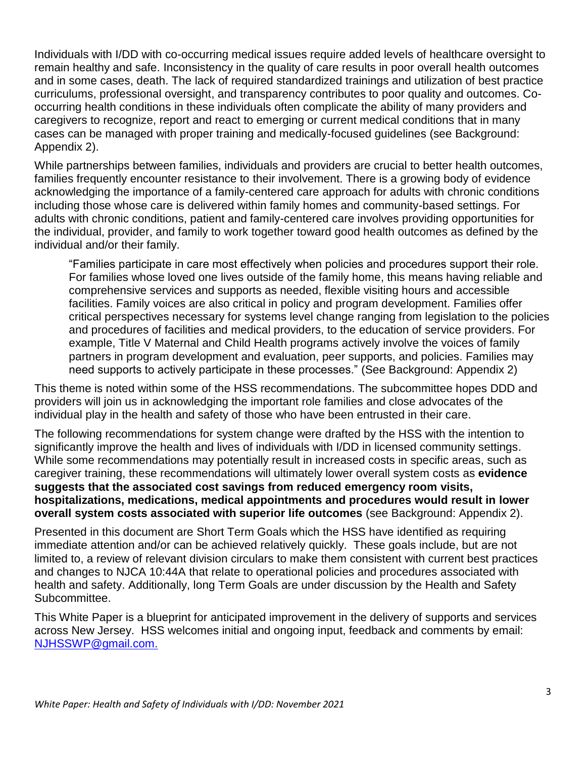Individuals with I/DD with co-occurring medical issues require added levels of healthcare oversight to remain healthy and safe. Inconsistency in the quality of care results in poor overall health outcomes and in some cases, death. The lack of required standardized trainings and utilization of best practice curriculums, professional oversight, and transparency contributes to poor quality and outcomes. Co-occurring health conditions in these individuals often complicate the ability of many providers and caregivers to recognize, report and react to emerging or current medical conditions that in many cases can be managed with proper training and medically-focused guidelines (see Background: Appendix 2).

While partnerships between families, individuals and providers are crucial to better health outcomes, families frequently encounter resistance to their involvement. There is a growing body of evidence acknowledging the importance of a family-centered care approach for adults with chronic conditions including those whose care is delivered within family homes and community-based settings. For adults with chronic conditions, patient and family-centered care involves providing opportunities for the individual, provider, and family to work together toward good health outcomes as defined by the individual and/or their family.

> "Families participate in care most effectively when policies and procedures support their role. For families whose loved one lives outside of the family home, this means having reliable and comprehensive services and supports as needed, flexible visiting hours and accessible facilities. Family voices are also critical in policy and program development. Families offer critical perspectives necessary for systems level change ranging from legislation to the policies and procedures of facilities and medical providers, to the education of service providers. For example, Title V Maternal and Child Health programs actively involve the voices of family partners in program development and evaluation, peer supports, and policies. Families may need supports to actively participate in these processes." (See Background: Appendix 2)

This theme is noted within some of the HSS recommendations. The subcommittee hopes DDD and providers will join us in acknowledging the important role families and close advocates of the individual play in the health and safety of those who have been entrusted in their care.

The following recommendations for system change were drafted by the HSS with the intention to significantly improve the health and lives of individuals with I/DD in licensed community settings. While some recommendations may potentially result in increased costs in specific areas, such as caregiver training, these recommendations will ultimately lower overall system costs as **evidence suggests that the associated cost savings from reduced emergency room visits, hospitalizations, medications, medical appointments and procedures would result in lower overall system costs associated with superior life outcomes** (see Background: Appendix 2).

Presented in this document are Short Term Goals which the HSS have identified as requiring immediate attention and/or can be achieved relatively quickly. These goals include, but are not limited to, a review of relevant division circulars to make them consistent with current best practices and changes to NJCA 10:44A that relate to operational policies and procedures associated with health and safety. Additionally, long Term Goals are under discussion by the Health and Safety Subcommittee.

This White Paper is a blueprint for anticipated improvement in the delivery of supports and services across New Jersey. HSS welcomes initial and ongoing input, feedback and comments by email: [NJHSSWP@gmail.com.](mailto:NJHSSWP@gmail.com)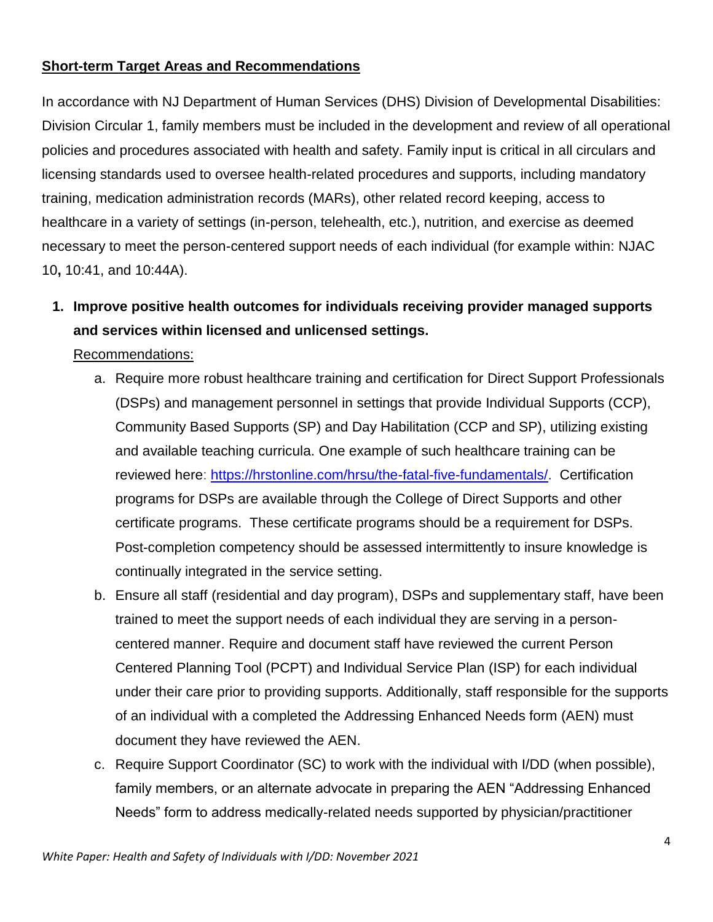**Short-term Target Areas and Recommendations**

In accordance with NJ Department of Human Services (DHS) Division of Developmental Disabilities: Division Circular 1, family members must be included in the development and review of all operational policies and procedures associated with health and safety. Family input is critical in all circulars and licensing standards used to oversee health-related procedures and supports, including mandatory training, medication administration records (MARs), other related record keeping, access to healthcare in a variety of settings (in-person, telehealth, etc.), nutrition, and exercise as deemed necessary to meet the person-centered support needs of each individual (for example within: NJAC 10**,** 10:41, and 10:44A).

1. **Improve positive health outcomes for individuals receiving provider managed supports and services within licensed and unlicensed settings.**

   Recommendations:

   a. Require more robust healthcare training and certification for Direct Support Professionals (DSPs) and management personnel in settings that provide Individual Supports (CCP), Community Based Supports (SP) and Day Habilitation (CCP and SP), utilizing existing and available teaching curricula. One example of such healthcare training can be reviewed here: [https://hrstonline.com/hrsu/the-fatal-five-fundamentals/](https://hrstonline.com/hrsu/the-fatal-five-fundamentals/). Certification programs for DSPs are available through the College of Direct Supports and other certificate programs. These certificate programs should be a requirement for DSPs. Post-completion competency should be assessed intermittently to insure knowledge is continually integrated in the service setting.

   b. Ensure all staff (residential and day program), DSPs and supplementary staff, have been trained to meet the support needs of each individual they are serving in a person-centered manner. Require and document staff have reviewed the current Person Centered Planning Tool (PCPT) and Individual Service Plan (ISP) for each individual under their care prior to providing supports. Additionally, staff responsible for the supports of an individual with a completed the Addressing Enhanced Needs form (AEN) must document they have reviewed the AEN.

   c. Require Support Coordinator (SC) to work with the individual with I/DD (when possible), family members, or an alternate advocate in preparing the AEN "Addressing Enhanced Needs" form to address medically-related needs supported by physician/practitioner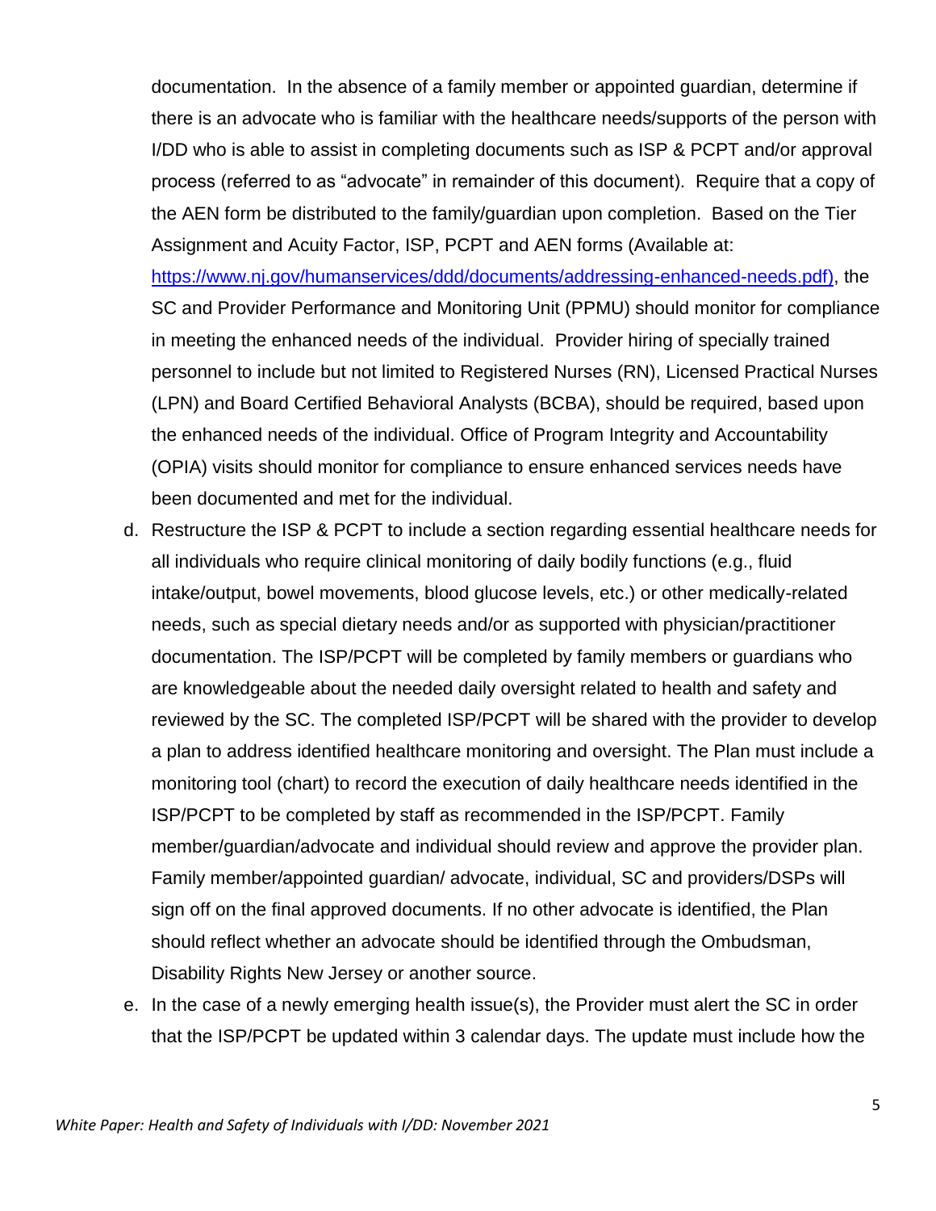documentation. In the absence of a family member or appointed guardian, determine if there is an advocate who is familiar with the healthcare needs/supports of the person with I/DD who is able to assist in completing documents such as ISP & PCPT and/or approval process (referred to as "advocate" in remainder of this document). Require that a copy of the AEN form be distributed to the family/guardian upon completion. Based on the Tier Assignment and Acuity Factor, ISP, PCPT and AEN forms (Available at: [https://www.nj.gov/humanservices/ddd/documents/addressing-enhanced-needs.pdf)](https://www.nj.gov/humanservices/ddd/documents/addressing-enhanced-needs.pdf), the SC and Provider Performance and Monitoring Unit (PPMU) should monitor for compliance in meeting the enhanced needs of the individual. Provider hiring of specially trained personnel to include but not limited to Registered Nurses (RN), Licensed Practical Nurses (LPN) and Board Certified Behavioral Analysts (BCBA), should be required, based upon the enhanced needs of the individual. Office of Program Integrity and Accountability (OPIA) visits should monitor for compliance to ensure enhanced services needs have been documented and met for the individual.

d. Restructure the ISP & PCPT to include a section regarding essential healthcare needs for all individuals who require clinical monitoring of daily bodily functions (e.g., fluid intake/output, bowel movements, blood glucose levels, etc.) or other medically-related needs, such as special dietary needs and/or as supported with physician/practitioner documentation. The ISP/PCPT will be completed by family members or guardians who are knowledgeable about the needed daily oversight related to health and safety and reviewed by the SC. The completed ISP/PCPT will be shared with the provider to develop a plan to address identified healthcare monitoring and oversight. The Plan must include a monitoring tool (chart) to record the execution of daily healthcare needs identified in the ISP/PCPT to be completed by staff as recommended in the ISP/PCPT. Family member/guardian/advocate and individual should review and approve the provider plan. Family member/appointed guardian/ advocate, individual, SC and providers/DSPs will sign off on the final approved documents. If no other advocate is identified, the Plan should reflect whether an advocate should be identified through the Ombudsman, Disability Rights New Jersey or another source.

e. In the case of a newly emerging health issue(s), the Provider must alert the SC in order that the ISP/PCPT be updated within 3 calendar days. The update must include how the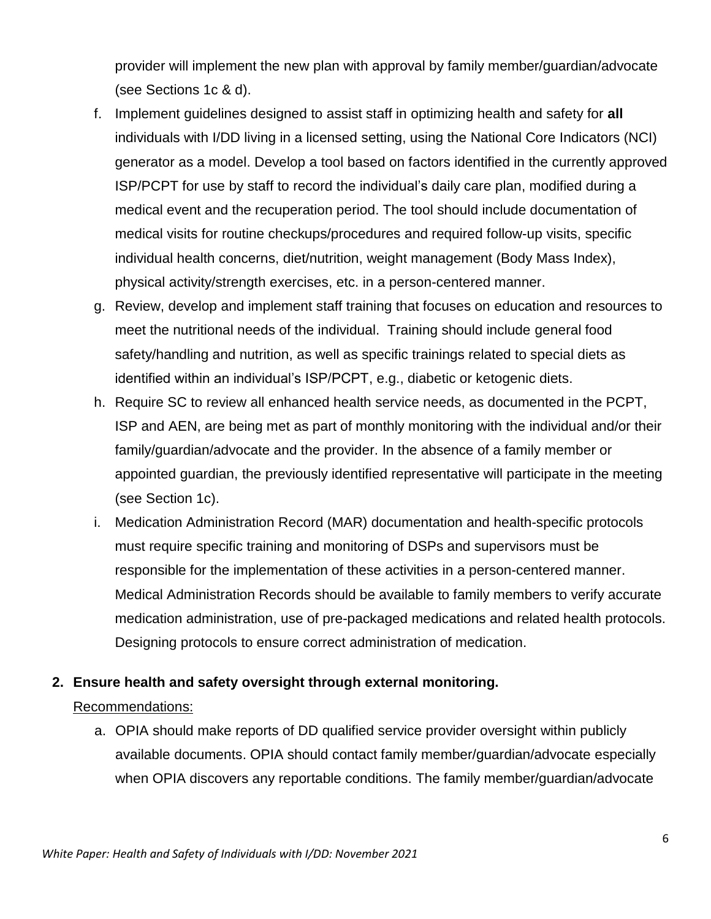provider will implement the new plan with approval by family member/guardian/advocate (see Sections 1c & d).

f. Implement guidelines designed to assist staff in optimizing health and safety for **all** individuals with I/DD living in a licensed setting, using the National Core Indicators (NCI) generator as a model. Develop a tool based on factors identified in the currently approved ISP/PCPT for use by staff to record the individual's daily care plan, modified during a medical event and the recuperation period. The tool should include documentation of medical visits for routine checkups/procedures and required follow-up visits, specific individual health concerns, diet/nutrition, weight management (Body Mass Index), physical activity/strength exercises, etc. in a person-centered manner.

g. Review, develop and implement staff training that focuses on education and resources to meet the nutritional needs of the individual. Training should include general food safety/handling and nutrition, as well as specific trainings related to special diets as identified within an individual's ISP/PCPT, e.g., diabetic or ketogenic diets.

h. Require SC to review all enhanced health service needs, as documented in the PCPT, ISP and AEN, are being met as part of monthly monitoring with the individual and/or their family/guardian/advocate and the provider. In the absence of a family member or appointed guardian, the previously identified representative will participate in the meeting (see Section 1c).

i. Medication Administration Record (MAR) documentation and health-specific protocols must require specific training and monitoring of DSPs and supervisors must be responsible for the implementation of these activities in a person-centered manner. Medical Administration Records should be available to family members to verify accurate medication administration, use of pre-packaged medications and related health protocols. Designing protocols to ensure correct administration of medication.

**2. Ensure health and safety oversight through external monitoring.**

Recommendations:

a. OPIA should make reports of DD qualified service provider oversight within publicly available documents. OPIA should contact family member/guardian/advocate especially when OPIA discovers any reportable conditions. The family member/guardian/advocate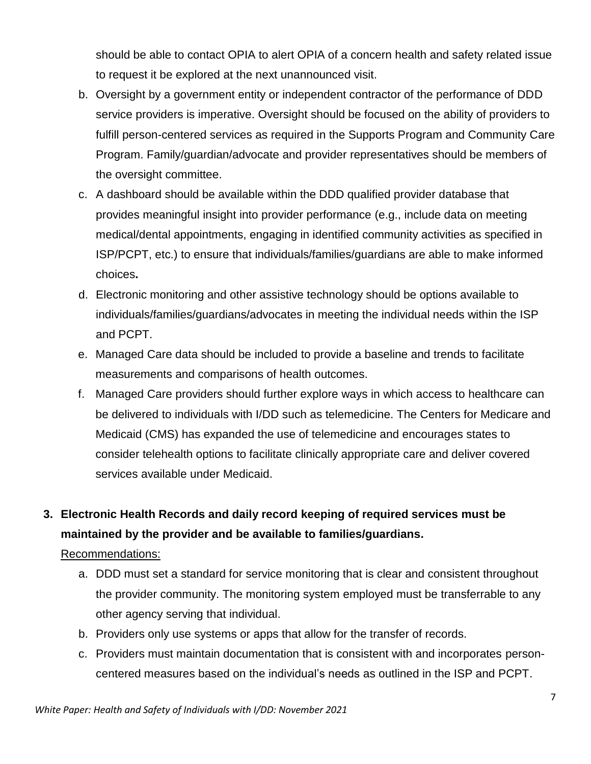should be able to contact OPIA to alert OPIA of a concern health and safety related issue to request it be explored at the next unannounced visit.

b. Oversight by a government entity or independent contractor of the performance of DDD service providers is imperative. Oversight should be focused on the ability of providers to fulfill person-centered services as required in the Supports Program and Community Care Program. Family/guardian/advocate and provider representatives should be members of the oversight committee.
c. A dashboard should be available within the DDD qualified provider database that provides meaningful insight into provider performance (e.g., include data on meeting medical/dental appointments, engaging in identified community activities as specified in ISP/PCPT, etc.) to ensure that individuals/families/guardians are able to make informed choices**.**
d. Electronic monitoring and other assistive technology should be options available to individuals/families/guardians/advocates in meeting the individual needs within the ISP and PCPT.
e. Managed Care data should be included to provide a baseline and trends to facilitate measurements and comparisons of health outcomes.
f. Managed Care providers should further explore ways in which access to healthcare can be delivered to individuals with I/DD such as telemedicine. The Centers for Medicare and Medicaid (CMS) has expanded the use of telemedicine and encourages states to consider telehealth options to facilitate clinically appropriate care and deliver covered services available under Medicaid.

**3. Electronic Health Records and daily record keeping of required services must be maintained by the provider and be available to families/guardians.**

<u>Recommendations:</u>

a. DDD must set a standard for service monitoring that is clear and consistent throughout the provider community. The monitoring system employed must be transferrable to any other agency serving that individual.
b. Providers only use systems or apps that allow for the transfer of records.
c. Providers must maintain documentation that is consistent with and incorporates person-centered measures based on the individual's needs as outlined in the ISP and PCPT.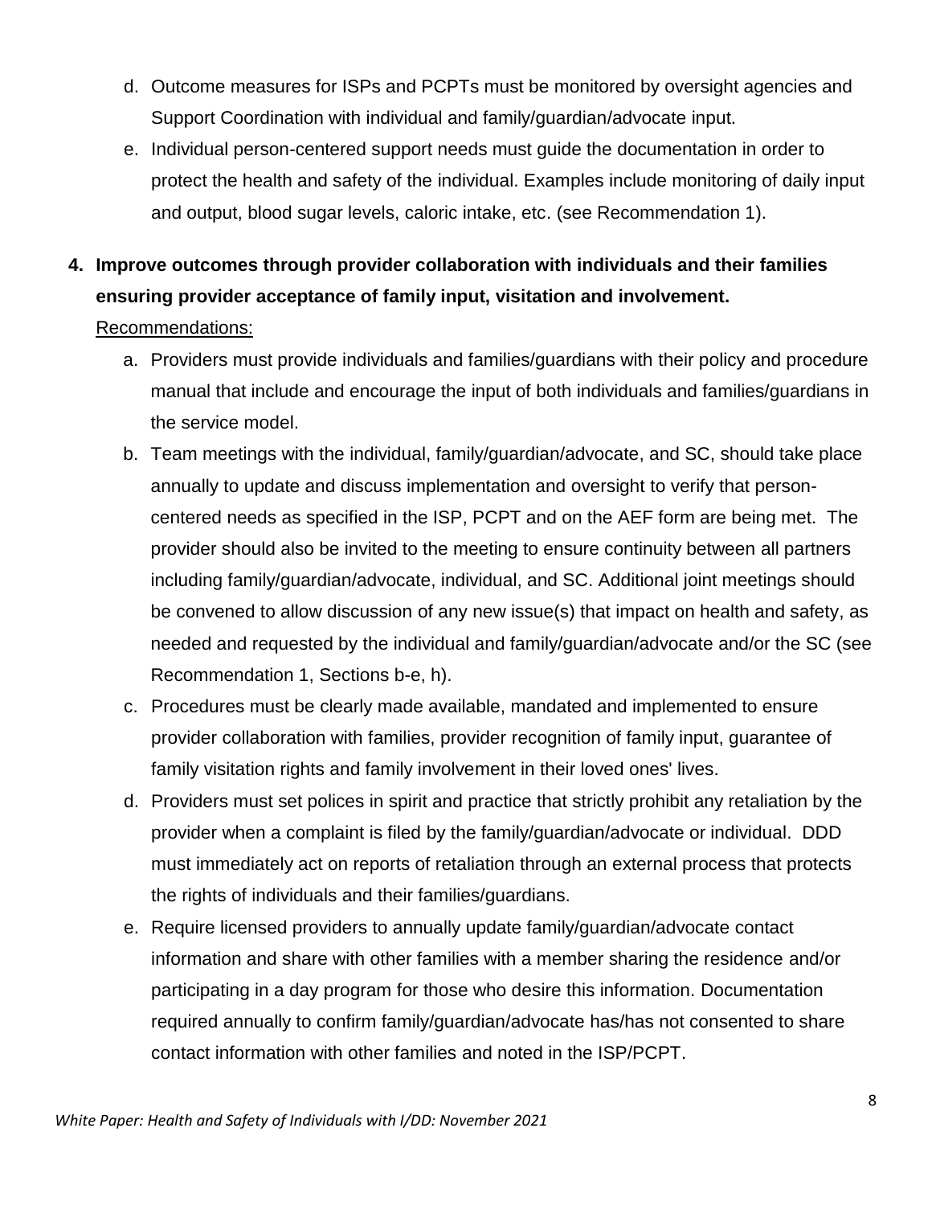d. Outcome measures for ISPs and PCPTs must be monitored by oversight agencies and Support Coordination with individual and family/guardian/advocate input.

e. Individual person-centered support needs must guide the documentation in order to protect the health and safety of the individual. Examples include monitoring of daily input and output, blood sugar levels, caloric intake, etc. (see Recommendation 1).

4. **Improve outcomes through provider collaboration with individuals and their families ensuring provider acceptance of family input, visitation and involvement.**

   <u>Recommendations:</u>

   a. Providers must provide individuals and families/guardians with their policy and procedure manual that include and encourage the input of both individuals and families/guardians in the service model.

   b. Team meetings with the individual, family/guardian/advocate, and SC, should take place annually to update and discuss implementation and oversight to verify that person-centered needs as specified in the ISP, PCPT and on the AEF form are being met. The provider should also be invited to the meeting to ensure continuity between all partners including family/guardian/advocate, individual, and SC. Additional joint meetings should be convened to allow discussion of any new issue(s) that impact on health and safety, as needed and requested by the individual and family/guardian/advocate and/or the SC (see Recommendation 1, Sections b-e, h).

   c. Procedures must be clearly made available, mandated and implemented to ensure provider collaboration with families, provider recognition of family input, guarantee of family visitation rights and family involvement in their loved ones' lives.

   d. Providers must set polices in spirit and practice that strictly prohibit any retaliation by the provider when a complaint is filed by the family/guardian/advocate or individual. DDD must immediately act on reports of retaliation through an external process that protects the rights of individuals and their families/guardians.

   e. Require licensed providers to annually update family/guardian/advocate contact information and share with other families with a member sharing the residence and/or participating in a day program for those who desire this information. Documentation required annually to confirm family/guardian/advocate has/has not consented to share contact information with other families and noted in the ISP/PCPT.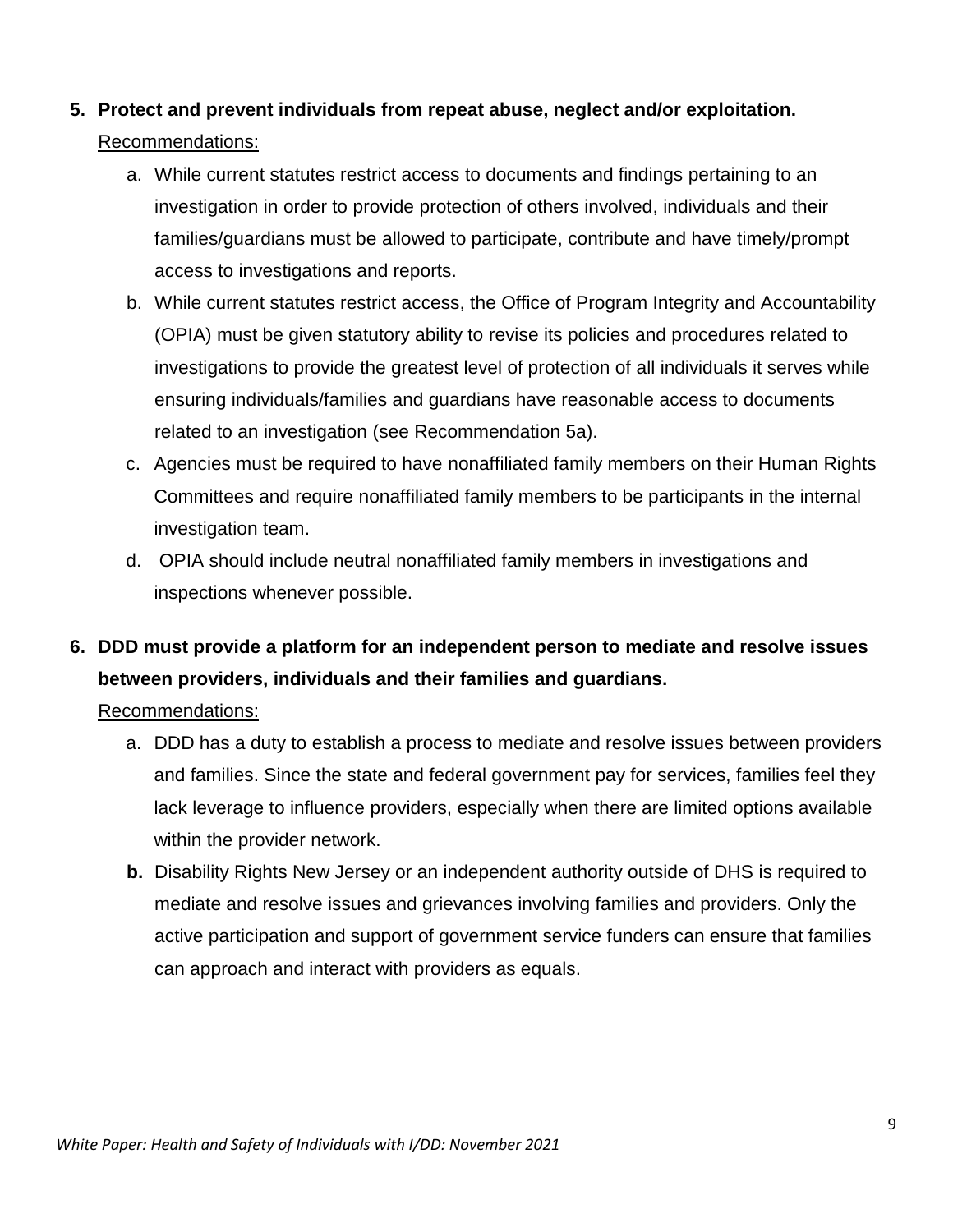5. **Protect and prevent individuals from repeat abuse, neglect and/or exploitation.**

   Recommendations:

   a. While current statutes restrict access to documents and findings pertaining to an investigation in order to provide protection of others involved, individuals and their families/guardians must be allowed to participate, contribute and have timely/prompt access to investigations and reports.

   b. While current statutes restrict access, the Office of Program Integrity and Accountability (OPIA) must be given statutory ability to revise its policies and procedures related to investigations to provide the greatest level of protection of all individuals it serves while ensuring individuals/families and guardians have reasonable access to documents related to an investigation (see Recommendation 5a).

   c. Agencies must be required to have nonaffiliated family members on their Human Rights Committees and require nonaffiliated family members to be participants in the internal investigation team.

   d. OPIA should include neutral nonaffiliated family members in investigations and inspections whenever possible.

6. **DDD must provide a platform for an independent person to mediate and resolve issues between providers, individuals and their families and guardians.**

   Recommendations:

   a. DDD has a duty to establish a process to mediate and resolve issues between providers and families. Since the state and federal government pay for services, families feel they lack leverage to influence providers, especially when there are limited options available within the provider network.

   **b.** Disability Rights New Jersey or an independent authority outside of DHS is required to mediate and resolve issues and grievances involving families and providers. Only the active participation and support of government service funders can ensure that families can approach and interact with providers as equals.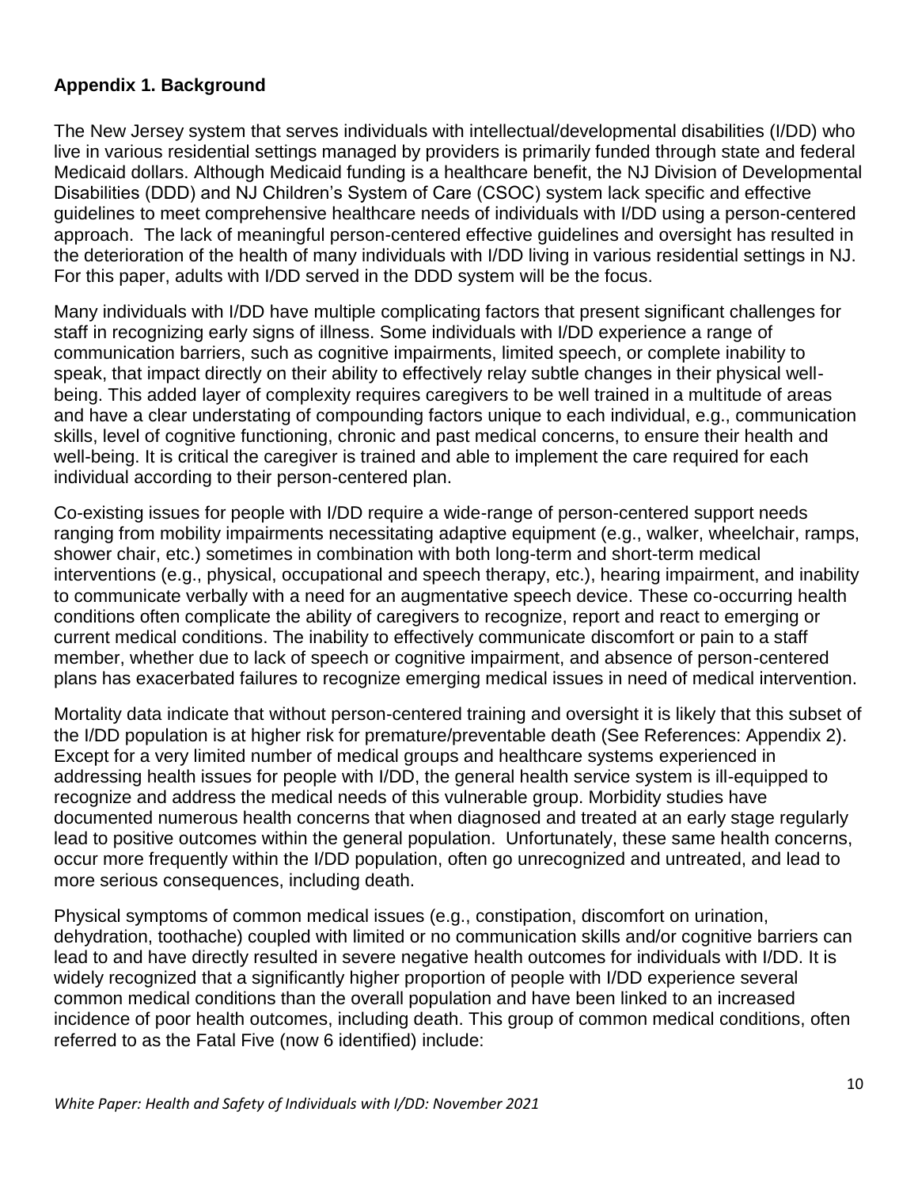## Appendix 1. Background

The New Jersey system that serves individuals with intellectual/developmental disabilities (I/DD) who live in various residential settings managed by providers is primarily funded through state and federal Medicaid dollars. Although Medicaid funding is a healthcare benefit, the NJ Division of Developmental Disabilities (DDD) and NJ Children's System of Care (CSOC) system lack specific and effective guidelines to meet comprehensive healthcare needs of individuals with I/DD using a person-centered approach. The lack of meaningful person-centered effective guidelines and oversight has resulted in the deterioration of the health of many individuals with I/DD living in various residential settings in NJ. For this paper, adults with I/DD served in the DDD system will be the focus.

Many individuals with I/DD have multiple complicating factors that present significant challenges for staff in recognizing early signs of illness. Some individuals with I/DD experience a range of communication barriers, such as cognitive impairments, limited speech, or complete inability to speak, that impact directly on their ability to effectively relay subtle changes in their physical well-being. This added layer of complexity requires caregivers to be well trained in a multitude of areas and have a clear understating of compounding factors unique to each individual, e.g., communication skills, level of cognitive functioning, chronic and past medical concerns, to ensure their health and well-being. It is critical the caregiver is trained and able to implement the care required for each individual according to their person-centered plan.

Co-existing issues for people with I/DD require a wide-range of person-centered support needs ranging from mobility impairments necessitating adaptive equipment (e.g., walker, wheelchair, ramps, shower chair, etc.) sometimes in combination with both long-term and short-term medical interventions (e.g., physical, occupational and speech therapy, etc.), hearing impairment, and inability to communicate verbally with a need for an augmentative speech device. These co-occurring health conditions often complicate the ability of caregivers to recognize, report and react to emerging or current medical conditions. The inability to effectively communicate discomfort or pain to a staff member, whether due to lack of speech or cognitive impairment, and absence of person-centered plans has exacerbated failures to recognize emerging medical issues in need of medical intervention.

Mortality data indicate that without person-centered training and oversight it is likely that this subset of the I/DD population is at higher risk for premature/preventable death (See References: Appendix 2). Except for a very limited number of medical groups and healthcare systems experienced in addressing health issues for people with I/DD, the general health service system is ill-equipped to recognize and address the medical needs of this vulnerable group. Morbidity studies have documented numerous health concerns that when diagnosed and treated at an early stage regularly lead to positive outcomes within the general population. Unfortunately, these same health concerns, occur more frequently within the I/DD population, often go unrecognized and untreated, and lead to more serious consequences, including death.

Physical symptoms of common medical issues (e.g., constipation, discomfort on urination, dehydration, toothache) coupled with limited or no communication skills and/or cognitive barriers can lead to and have directly resulted in severe negative health outcomes for individuals with I/DD. It is widely recognized that a significantly higher proportion of people with I/DD experience several common medical conditions than the overall population and have been linked to an increased incidence of poor health outcomes, including death. This group of common medical conditions, often referred to as the Fatal Five (now 6 identified) include: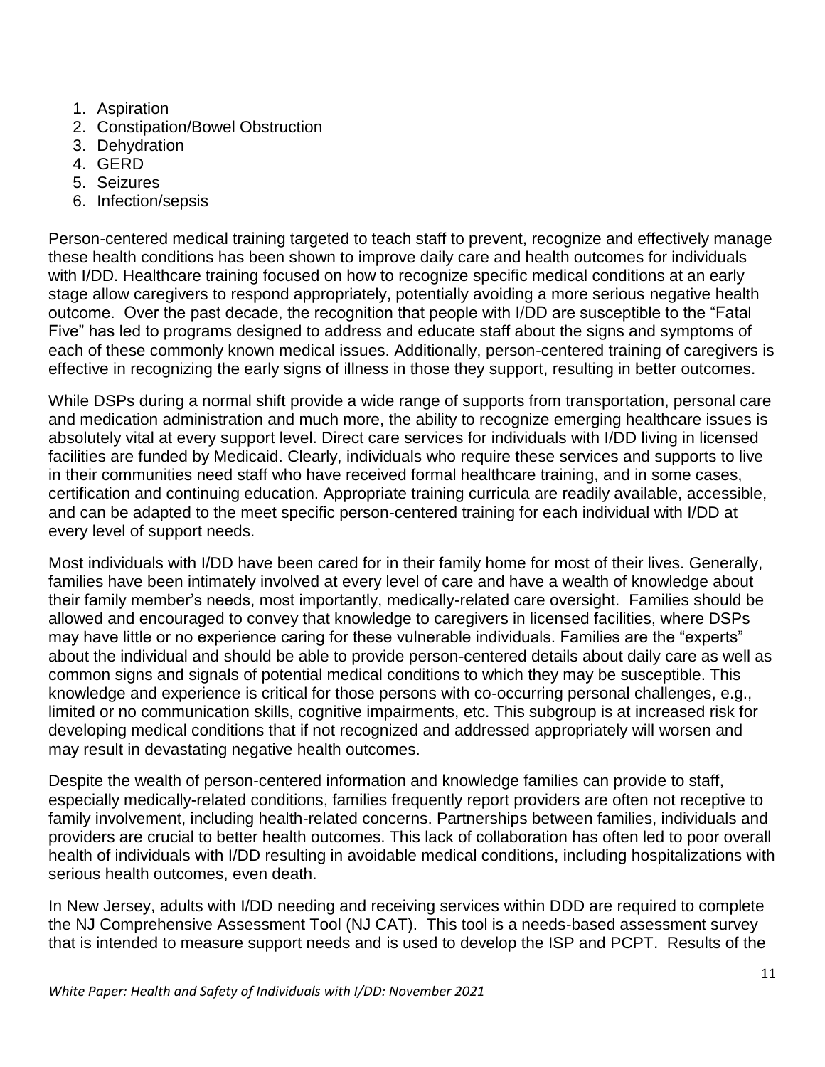1. Aspiration
2. Constipation/Bowel Obstruction
3. Dehydration
4. GERD
5. Seizures
6. Infection/sepsis

Person-centered medical training targeted to teach staff to prevent, recognize and effectively manage these health conditions has been shown to improve daily care and health outcomes for individuals with I/DD. Healthcare training focused on how to recognize specific medical conditions at an early stage allow caregivers to respond appropriately, potentially avoiding a more serious negative health outcome. Over the past decade, the recognition that people with I/DD are susceptible to the "Fatal Five" has led to programs designed to address and educate staff about the signs and symptoms of each of these commonly known medical issues. Additionally, person-centered training of caregivers is effective in recognizing the early signs of illness in those they support, resulting in better outcomes.

While DSPs during a normal shift provide a wide range of supports from transportation, personal care and medication administration and much more, the ability to recognize emerging healthcare issues is absolutely vital at every support level. Direct care services for individuals with I/DD living in licensed facilities are funded by Medicaid. Clearly, individuals who require these services and supports to live in their communities need staff who have received formal healthcare training, and in some cases, certification and continuing education. Appropriate training curricula are readily available, accessible, and can be adapted to the meet specific person-centered training for each individual with I/DD at every level of support needs.

Most individuals with I/DD have been cared for in their family home for most of their lives. Generally, families have been intimately involved at every level of care and have a wealth of knowledge about their family member's needs, most importantly, medically-related care oversight. Families should be allowed and encouraged to convey that knowledge to caregivers in licensed facilities, where DSPs may have little or no experience caring for these vulnerable individuals. Families are the "experts" about the individual and should be able to provide person-centered details about daily care as well as common signs and signals of potential medical conditions to which they may be susceptible. This knowledge and experience is critical for those persons with co-occurring personal challenges, e.g., limited or no communication skills, cognitive impairments, etc. This subgroup is at increased risk for developing medical conditions that if not recognized and addressed appropriately will worsen and may result in devastating negative health outcomes.

Despite the wealth of person-centered information and knowledge families can provide to staff, especially medically-related conditions, families frequently report providers are often not receptive to family involvement, including health-related concerns. Partnerships between families, individuals and providers are crucial to better health outcomes. This lack of collaboration has often led to poor overall health of individuals with I/DD resulting in avoidable medical conditions, including hospitalizations with serious health outcomes, even death.

In New Jersey, adults with I/DD needing and receiving services within DDD are required to complete the NJ Comprehensive Assessment Tool (NJ CAT). This tool is a needs-based assessment survey that is intended to measure support needs and is used to develop the ISP and PCPT. Results of the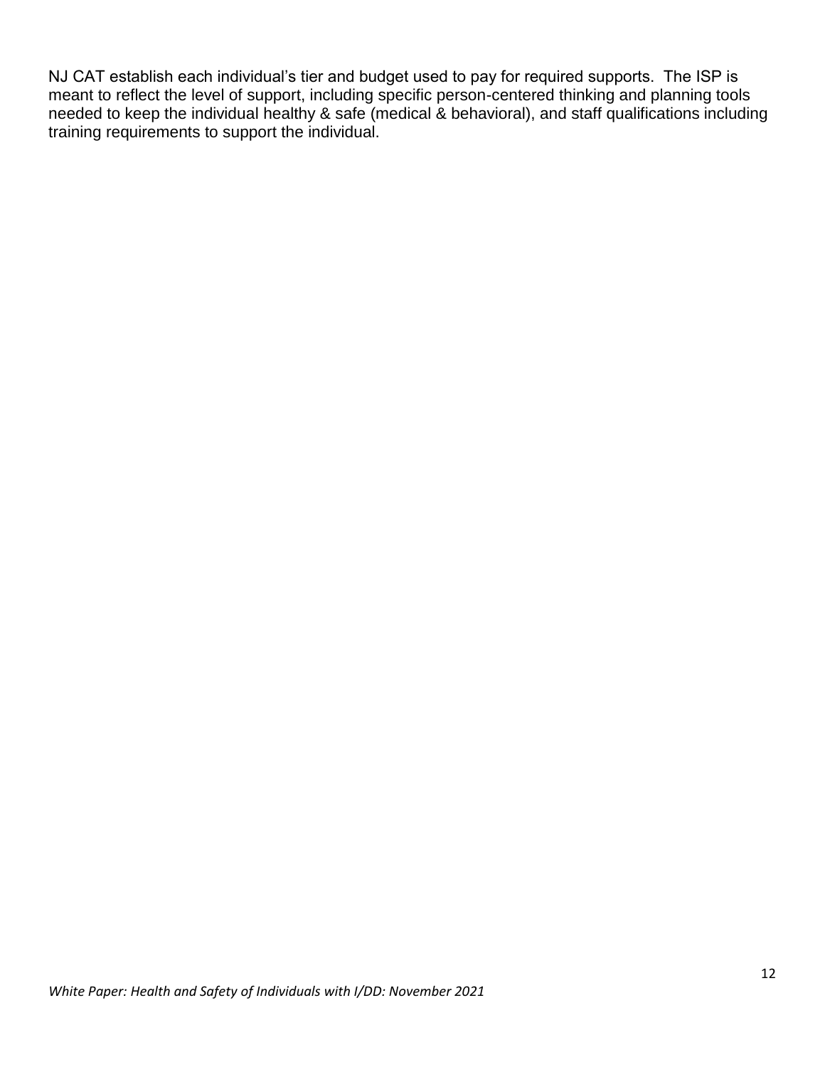NJ CAT establish each individual's tier and budget used to pay for required supports. The ISP is meant to reflect the level of support, including specific person-centered thinking and planning tools needed to keep the individual healthy & safe (medical & behavioral), and staff qualifications including training requirements to support the individual.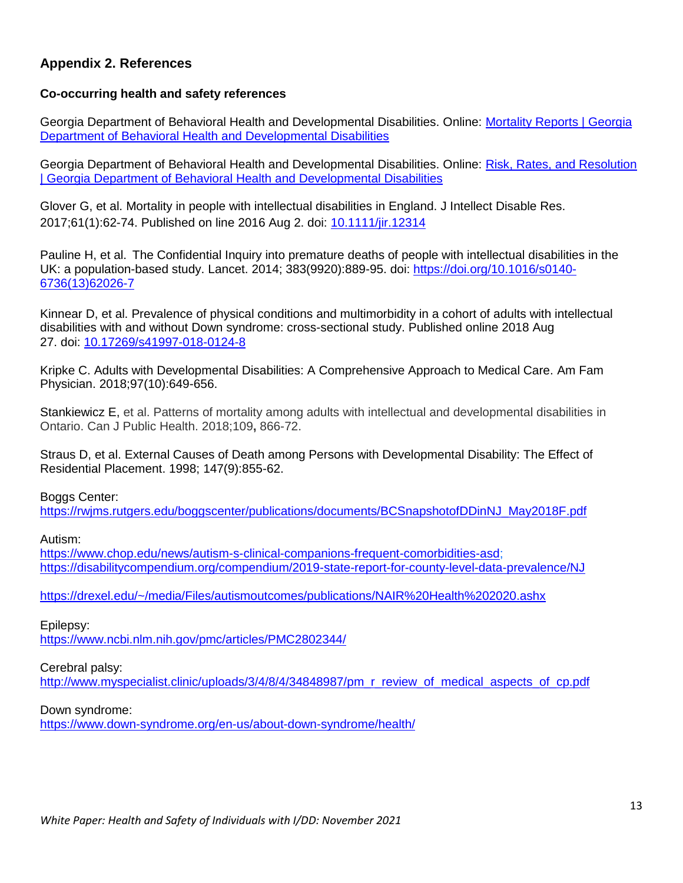## Appendix 2. References

### Co-occurring health and safety references

Georgia Department of Behavioral Health and Developmental Disabilities. Online: [Mortality Reports | Georgia Department of Behavioral Health and Developmental Disabilities]

Georgia Department of Behavioral Health and Developmental Disabilities. Online: [Risk, Rates, and Resolution | Georgia Department of Behavioral Health and Developmental Disabilities]

Glover G, et al. Mortality in people with intellectual disabilities in England. J Intellect Disabe Res. 2017;61(1):62-74. Published on line 2016 Aug 2. doi: 10.1111/jir.12314

Pauline H, et al. The Confidential Inquiry into premature deaths of people with intellectual disabilities in the UK: a population-based study. Lancet. 2014; 383(9920):889-95. doi: https://doi.org/10.1016/s0140-6736(13)62026-7

Kinnear D, et al. Prevalence of physical conditions and multimorbidity in a cohort of adults with intellectual disabilities with and without Down syndrome: cross-sectional study. Published online 2018 Aug 27. doi: 10.17269/s41997-018-0124-8

Kripke C. Adults with Developmental Disabilities: A Comprehensive Approach to Medical Care. Am Fam Physician. 2018;97(10):649-656.

Stankiewicz E, et al. Patterns of mortality among adults with intellectual and developmental disabilities in Ontario. Can J Public Health. 2018;109**,** 866-72.

Straus D, et al. External Causes of Death among Persons with Developmental Disability: The Effect of Residential Placement. 1998; 147(9):855-62.

Boggs Center:
https://rwjms.rutgers.edu/boggscenter/publications/documents/BCSnapshotofDDinNJ_May2018F.pdf

Autism:
https://www.chop.edu/news/autism-s-clinical-companions-frequent-comorbidities-asd;
https://disabilitycompendium.org/compendium/2019-state-report-for-county-level-data-prevalence/NJ

https://drexel.edu/~/media/Files/autismoutcomes/publications/NAIR%20Health%202020.ashx

Epilepsy:
https://www.ncbi.nlm.nih.gov/pmc/articles/PMC2802344/

Cerebral palsy:
http://www.myspecialist.clinic/uploads/3/4/8/4/34848987/pm_r_review_of_medical_aspects_of_cp.pdf

Down syndrome:
https://www.down-syndrome.org/en-us/about-down-syndrome/health/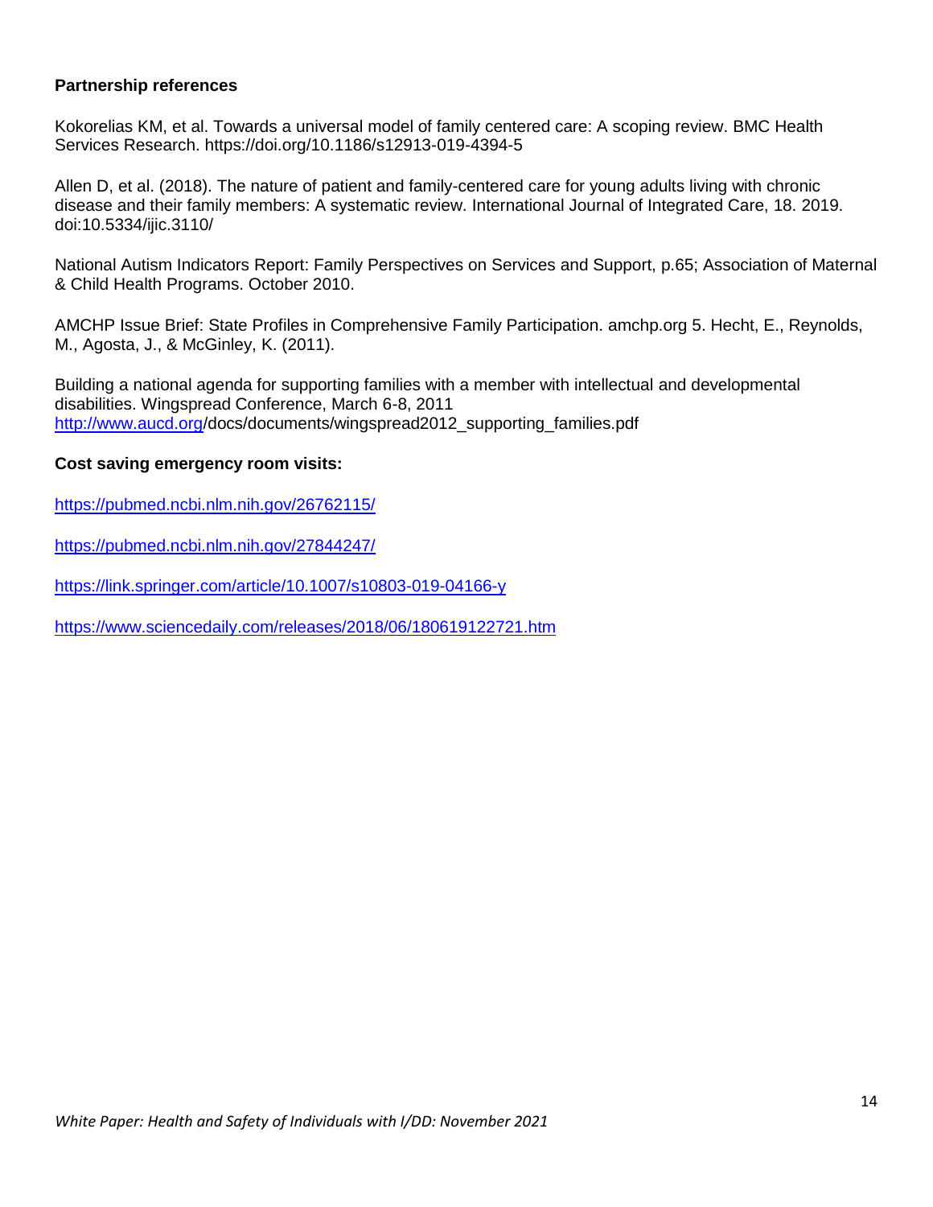**Partnership references**

Kokorelias KM, et al. Towards a universal model of family centered care: A scoping review. BMC Health Services Research. https://doi.org/10.1186/s12913-019-4394-5

Allen D, et al. (2018). The nature of patient and family-centered care for young adults living with chronic disease and their family members: A systematic review. International Journal of Integrated Care, 18. 2019. doi:10.5334/ijic.3110/

National Autism Indicators Report: Family Perspectives on Services and Support, p.65; Association of Maternal & Child Health Programs. October 2010.

AMCHP Issue Brief: State Profiles in Comprehensive Family Participation. amchp.org 5. Hecht, E., Reynolds, M., Agosta, J., & McGinley, K. (2011).

Building a national agenda for supporting families with a member with intellectual and developmental disabilities. Wingspread Conference, March 6-8, 2011 http://www.aucd.org/docs/documents/wingspread2012_supporting_families.pdf

**Cost saving emergency room visits:**

https://pubmed.ncbi.nlm.nih.gov/26762115/

https://pubmed.ncbi.nlm.nih.gov/27844247/

https://link.springer.com/article/10.1007/s10803-019-04166-y

https://www.sciencedaily.com/releases/2018/06/180619122721.htm